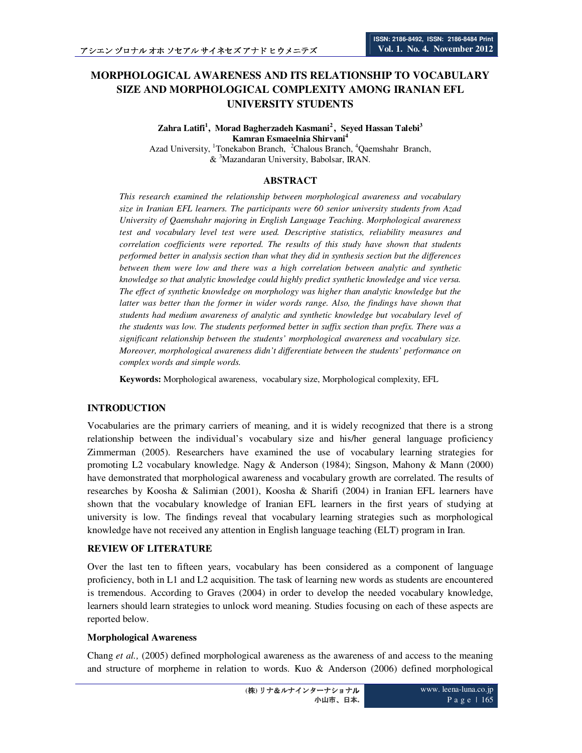# MORPHOLOGICAL AWARENESS AND ITS RELATIONSHIP TO VOCABULARY SIZE AND MORPHOLOGICAL COMPLEXITY AMONG IRANIAN EFL UNIVERSITY STUDENTS

**Zahra Latifi[1], Morad Bagherzadeh Kasmani[2], Seyed Hassan Talebi[3]**
**Kamran Esmaeelnia Shirvani[4]**

Azad University, [1]Tonekabon Branch, [2]Chalous Branch, [4]Qaemshahr Branch, & [3]Mazandaran University, Babolsar, IRAN.

## ABSTRACT

*This research examined the relationship between morphological awareness and vocabulary size in Iranian EFL learners. The participants were 60 senior university students from Azad University of Qaemshahr majoring in English Language Teaching. Morphological awareness test and vocabulary level test were used. Descriptive statistics, reliability measures and correlation coefficients were reported. The results of this study have shown that students performed better in analysis section than what they did in synthesis section but the differences between them were low and there was a high correlation between analytic and synthetic knowledge so that analytic knowledge could highly predict synthetic knowledge and vice versa. The effect of synthetic knowledge on morphology was higher than analytic knowledge but the latter was better than the former in wider words range. Also, the findings have shown that students had medium awareness of analytic and synthetic knowledge but vocabulary level of the students was low. The students performed better in suffix section than prefix. There was a significant relationship between the students' morphological awareness and vocabulary size. Moreover, morphological awareness didn't differentiate between the students' performance on complex words and simple words.*

**Keywords:** Morphological awareness, vocabulary size, Morphological complexity, EFL

## INTRODUCTION

Vocabularies are the primary carriers of meaning, and it is widely recognized that there is a strong relationship between the individual's vocabulary size and his/her general language proficiency Zimmerman (2005). Researchers have examined the use of vocabulary learning strategies for promoting L2 vocabulary knowledge. Nagy & Anderson (1984); Singson, Mahony & Mann (2000) have demonstrated that morphological awareness and vocabulary growth are correlated. The results of researches by Koosha & Salimian (2001), Koosha & Sharifi (2004) in Iranian EFL learners have shown that the vocabulary knowledge of Iranian EFL learners in the first years of studying at university is low. The findings reveal that vocabulary learning strategies such as morphological knowledge have not received any attention in English language teaching (ELT) program in Iran.

## REVIEW OF LITERATURE

Over the last ten to fifteen years, vocabulary has been considered as a component of language proficiency, both in L1 and L2 acquisition. The task of learning new words as students are encountered is tremendous. According to Graves (2004) in order to develop the needed vocabulary knowledge, learners should learn strategies to unlock word meaning. Studies focusing on each of these aspects are reported below.

### Morphological Awareness

Chang *et al.,* (2005) defined morphological awareness as the awareness of and access to the meaning and structure of morpheme in relation to words. Kuo & Anderson (2006) defined morphological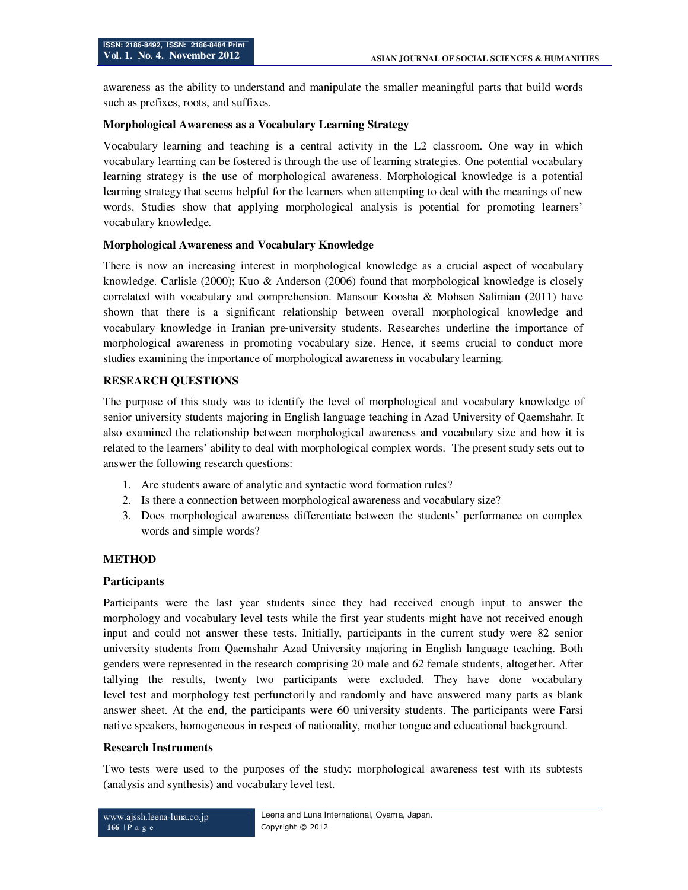awareness as the ability to understand and manipulate the smaller meaningful parts that build words such as prefixes, roots, and suffixes.

### Morphological Awareness as a Vocabulary Learning Strategy

Vocabulary learning and teaching is a central activity in the L2 classroom. One way in which vocabulary learning can be fostered is through the use of learning strategies. One potential vocabulary learning strategy is the use of morphological awareness. Morphological knowledge is a potential learning strategy that seems helpful for the learners when attempting to deal with the meanings of new words. Studies show that applying morphological analysis is potential for promoting learners' vocabulary knowledge.

### Morphological Awareness and Vocabulary Knowledge

There is now an increasing interest in morphological knowledge as a crucial aspect of vocabulary knowledge. Carlisle (2000); Kuo & Anderson (2006) found that morphological knowledge is closely correlated with vocabulary and comprehension. Mansour Koosha & Mohsen Salimian (2011) have shown that there is a significant relationship between overall morphological knowledge and vocabulary knowledge in Iranian pre-university students. Researches underline the importance of morphological awareness in promoting vocabulary size. Hence, it seems crucial to conduct more studies examining the importance of morphological awareness in vocabulary learning.

## RESEARCH QUESTIONS

The purpose of this study was to identify the level of morphological and vocabulary knowledge of senior university students majoring in English language teaching in Azad University of Qaemshahr. It also examined the relationship between morphological awareness and vocabulary size and how it is related to the learners' ability to deal with morphological complex words. The present study sets out to answer the following research questions:

1. Are students aware of analytic and syntactic word formation rules?
2. Is there a connection between morphological awareness and vocabulary size?
3. Does morphological awareness differentiate between the students' performance on complex words and simple words?

## METHOD

### Participants

Participants were the last year students since they had received enough input to answer the morphology and vocabulary level tests while the first year students might have not received enough input and could not answer these tests. Initially, participants in the current study were 82 senior university students from Qaemshahr Azad University majoring in English language teaching. Both genders were represented in the research comprising 20 male and 62 female students, altogether. After tallying the results, twenty two participants were excluded. They have done vocabulary level test and morphology test perfunctorily and randomly and have answered many parts as blank answer sheet. At the end, the participants were 60 university students. The participants were Farsi native speakers, homogeneous in respect of nationality, mother tongue and educational background.

### Research Instruments

Two tests were used to the purposes of the study: morphological awareness test with its subtests (analysis and synthesis) and vocabulary level test.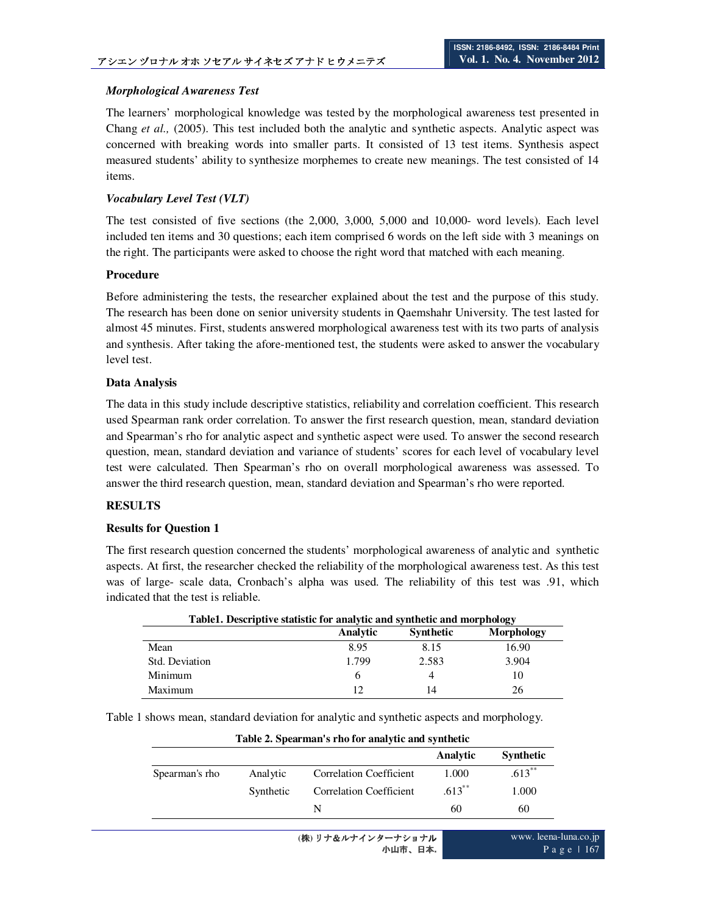### *Morphological Awareness Test*

The learners' morphological knowledge was tested by the morphological awareness test presented in Chang *et al.,* (2005). This test included both the analytic and synthetic aspects. Analytic aspect was concerned with breaking words into smaller parts. It consisted of 13 test items. Synthesis aspect measured students' ability to synthesize morphemes to create new meanings. The test consisted of 14 items.

### *Vocabulary Level Test (VLT)*

The test consisted of five sections (the 2,000, 3,000, 5,000 and 10,000- word levels). Each level included ten items and 30 questions; each item comprised 6 words on the left side with 3 meanings on the right. The participants were asked to choose the right word that matched with each meaning.

### Procedure

Before administering the tests, the researcher explained about the test and the purpose of this study. The research has been done on senior university students in Qaemshahr University. The test lasted for almost 45 minutes. First, students answered morphological awareness test with its two parts of analysis and synthesis. After taking the afore-mentioned test, the students were asked to answer the vocabulary level test.

### Data Analysis

The data in this study include descriptive statistics, reliability and correlation coefficient. This research used Spearman rank order correlation. To answer the first research question, mean, standard deviation and Spearman's rho for analytic aspect and synthetic aspect were used. To answer the second research question, mean, standard deviation and variance of students' scores for each level of vocabulary level test were calculated. Then Spearman's rho on overall morphological awareness was assessed. To answer the third research question, mean, standard deviation and Spearman's rho were reported.

## RESULTS

### Results for Question 1

The first research question concerned the students' morphological awareness of analytic and synthetic aspects. At first, the researcher checked the reliability of the morphological awareness test. As this test was of large- scale data, Cronbach's alpha was used. The reliability of this test was .91, which indicated that the test is reliable.

**Table1. Descriptive statistic for analytic and synthetic and morphology**

| | Analytic | Synthetic | Morphology |
|---|---|---|---|
| Mean | 8.95 | 8.15 | 16.90 |
| Std. Deviation | 1.799 | 2.583 | 3.904 |
| Minimum | 6 | 4 | 10 |
| Maximum | 12 | 14 | 26 |

Table 1 shows mean, standard deviation for analytic and synthetic aspects and morphology.

**Table 2. Spearman's rho for analytic and synthetic**

| | | | Analytic | Synthetic |
|---|---|---|---|---|
| Spearman's rho | Analytic | Correlation Coefficient | 1.000 | .613** |
| | Synthetic | Correlation Coefficient | .613** | 1.000 |
| | | N | 60 | 60 |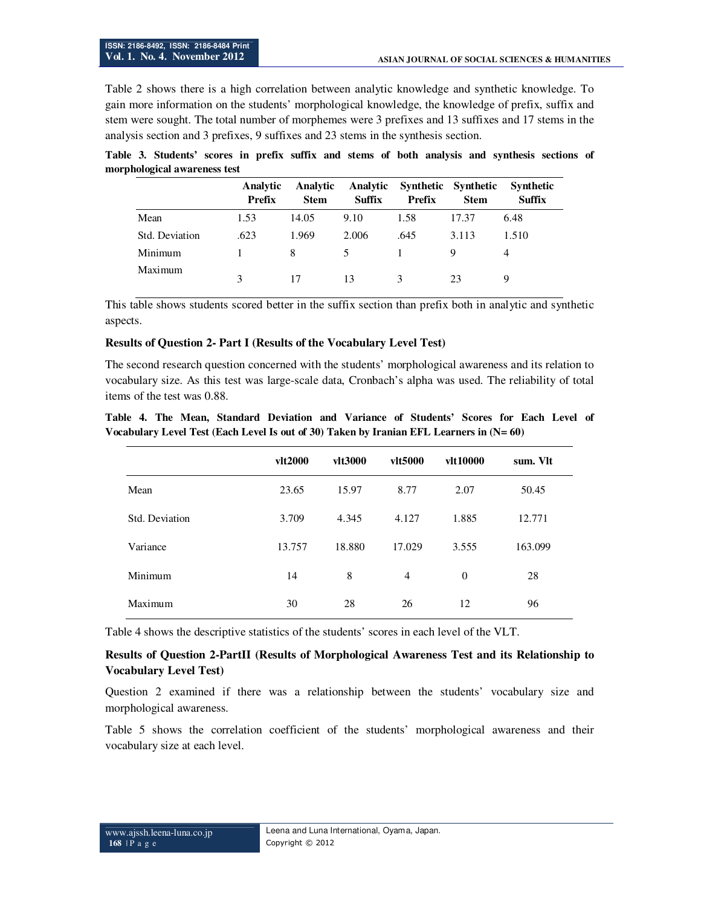Table 2 shows there is a high correlation between analytic knowledge and synthetic knowledge. To gain more information on the students' morphological knowledge, the knowledge of prefix, suffix and stem were sought. The total number of morphemes were 3 prefixes and 13 suffixes and 17 stems in the analysis section and 3 prefixes, 9 suffixes and 23 stems in the synthesis section.

**Table 3. Students' scores in prefix suffix and stems of both analysis and synthesis sections of morphological awareness test**

| | Analytic Prefix | Analytic Stem | Analytic Suffix | Synthetic Prefix | Synthetic Stem | Synthetic Suffix |
|---|---|---|---|---|---|---|
| Mean | 1.53 | 14.05 | 9.10 | 1.58 | 17.37 | 6.48 |
| Std. Deviation | .623 | 1.969 | 2.006 | .645 | 3.113 | 1.510 |
| Minimum | 1 | 8 | 5 | 1 | 9 | 4 |
| Maximum | 3 | 17 | 13 | 3 | 23 | 9 |

This table shows students scored better in the suffix section than prefix both in analytic and synthetic aspects.

**Results of Question 2- Part I (Results of the Vocabulary Level Test)**

The second research question concerned with the students' morphological awareness and its relation to vocabulary size. As this test was large-scale data, Cronbach's alpha was used. The reliability of total items of the test was 0.88.

**Table 4. The Mean, Standard Deviation and Variance of Students' Scores for Each Level of Vocabulary Level Test (Each Level Is out of 30) Taken by Iranian EFL Learners in (N= 60)**

| | vlt2000 | vlt3000 | vlt5000 | vlt10000 | sum. Vlt |
|---|---|---|---|---|---|
| Mean | 23.65 | 15.97 | 8.77 | 2.07 | 50.45 |
| Std. Deviation | 3.709 | 4.345 | 4.127 | 1.885 | 12.771 |
| Variance | 13.757 | 18.880 | 17.029 | 3.555 | 163.099 |
| Minimum | 14 | 8 | 4 | 0 | 28 |
| Maximum | 30 | 28 | 26 | 12 | 96 |

Table 4 shows the descriptive statistics of the students' scores in each level of the VLT.

**Results of Question 2-PartII (Results of Morphological Awareness Test and its Relationship to Vocabulary Level Test)**

Question 2 examined if there was a relationship between the students' vocabulary size and morphological awareness.

Table 5 shows the correlation coefficient of the students' morphological awareness and their vocabulary size at each level.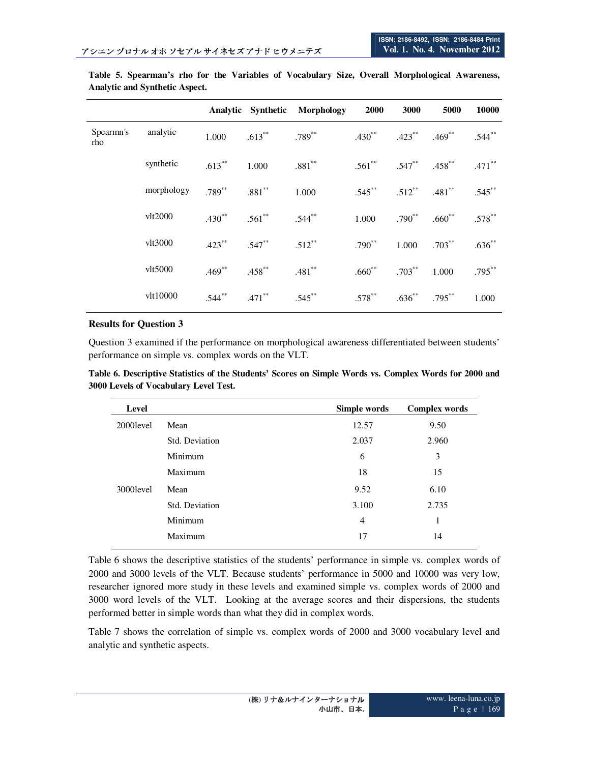**Table 5. Spearman's rho for the Variables of Vocabulary Size, Overall Morphological Awareness, Analytic and Synthetic Aspect.**

| | | Analytic | Synthetic | Morphology | 2000 | 3000 | 5000 | 10000 |
|---|---|---|---|---|---|---|---|---|
| Spearmn's rho | analytic | 1.000 | .613** | .789** | .430** | .423** | .469** | .544** |
| | synthetic | .613** | 1.000 | .881** | .561** | .547** | .458** | .471** |
| | morphology | .789** | .881** | 1.000 | .545** | .512** | .481** | .545** |
| | vlt2000 | .430** | .561** | .544** | 1.000 | .790** | .660** | .578** |
| | vlt3000 | .423** | .547** | .512** | .790** | 1.000 | .703** | .636** |
| | vlt5000 | .469** | .458** | .481** | .660** | .703** | 1.000 | .795** |
| | vlt10000 | .544** | .471** | .545** | .578** | .636** | .795** | 1.000 |

**Results for Question 3**

Question 3 examined if the performance on morphological awareness differentiated between students' performance on simple vs. complex words on the VLT.

**Table 6. Descriptive Statistics of the Students' Scores on Simple Words vs. Complex Words for 2000 and 3000 Levels of Vocabulary Level Test.**

| Level | | Simple words | Complex words |
|---|---|---|---|
| 2000level | Mean | 12.57 | 9.50 |
| | Std. Deviation | 2.037 | 2.960 |
| | Minimum | 6 | 3 |
| | Maximum | 18 | 15 |
| 3000level | Mean | 9.52 | 6.10 |
| | Std. Deviation | 3.100 | 2.735 |
| | Minimum | 4 | 1 |
| | Maximum | 17 | 14 |

Table 6 shows the descriptive statistics of the students' performance in simple vs. complex words of 2000 and 3000 levels of the VLT. Because students' performance in 5000 and 10000 was very low, researcher ignored more study in these levels and examined simple vs. complex words of 2000 and 3000 word levels of the VLT. Looking at the average scores and their dispersions, the students performed better in simple words than what they did in complex words.

Table 7 shows the correlation of simple vs. complex words of 2000 and 3000 vocabulary level and analytic and synthetic aspects.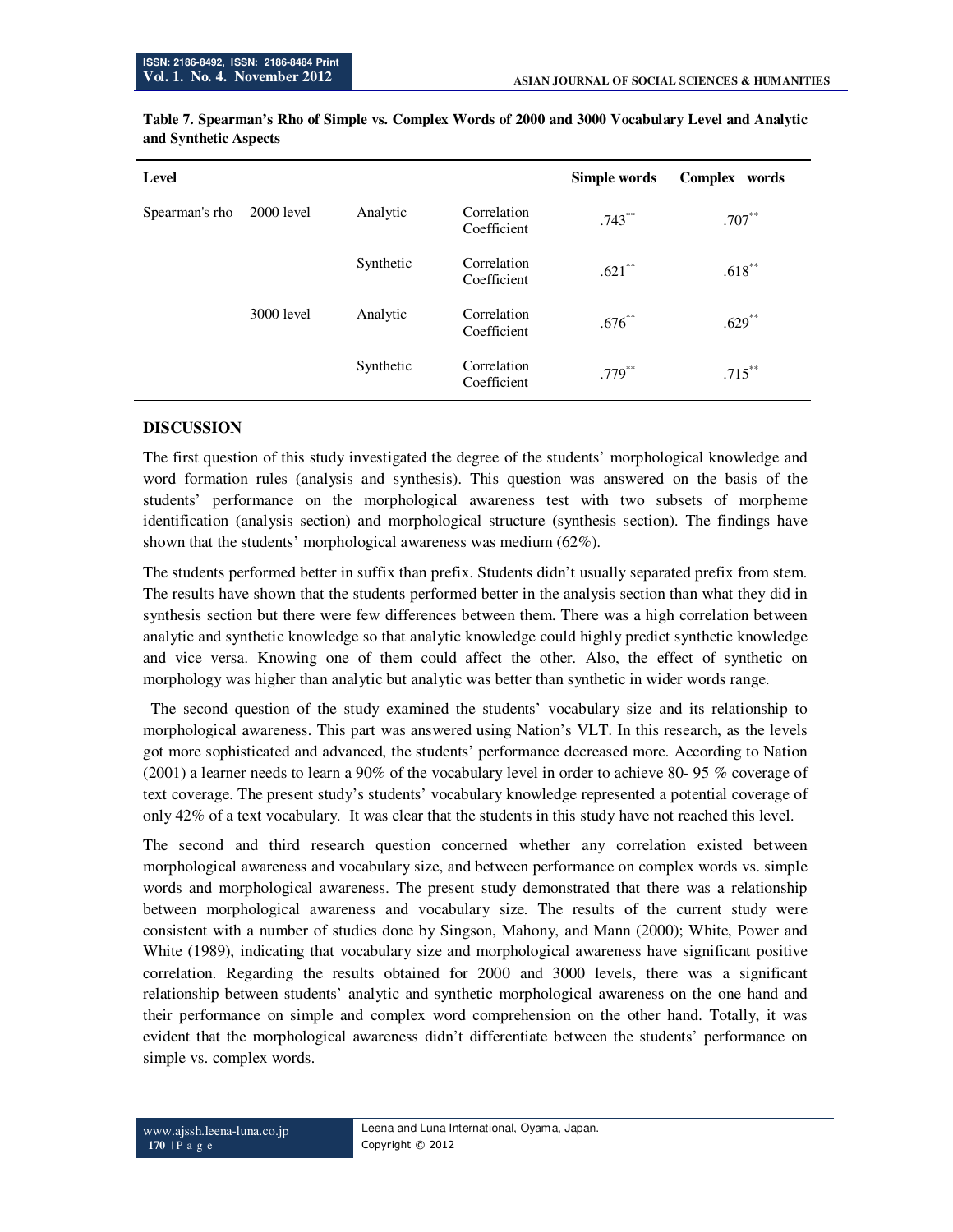**Table 7. Spearman's Rho of Simple vs. Complex Words of 2000 and 3000 Vocabulary Level and Analytic and Synthetic Aspects**

| Level | | | | Simple words | Complex words |
|---|---|---|---|---|---|
| Spearman's rho | 2000 level | Analytic | Correlation Coefficient | .743** | .707** |
| | | Synthetic | Correlation Coefficient | .621** | .618** |
| | 3000 level | Analytic | Correlation Coefficient | .676** | .629** |
| | | Synthetic | Correlation Coefficient | .779** | .715** |

## DISCUSSION

The first question of this study investigated the degree of the students' morphological knowledge and word formation rules (analysis and synthesis). This question was answered on the basis of the students' performance on the morphological awareness test with two subsets of morpheme identification (analysis section) and morphological structure (synthesis section). The findings have shown that the students' morphological awareness was medium (62%).

The students performed better in suffix than prefix. Students didn't usually separated prefix from stem. The results have shown that the students performed better in the analysis section than what they did in synthesis section but there were few differences between them. There was a high correlation between analytic and synthetic knowledge so that analytic knowledge could highly predict synthetic knowledge and vice versa. Knowing one of them could affect the other. Also, the effect of synthetic on morphology was higher than analytic but analytic was better than synthetic in wider words range.

The second question of the study examined the students' vocabulary size and its relationship to morphological awareness. This part was answered using Nation's VLT. In this research, as the levels got more sophisticated and advanced, the students' performance decreased more. According to Nation (2001) a learner needs to learn a 90% of the vocabulary level in order to achieve 80- 95 % coverage of text coverage. The present study's students' vocabulary knowledge represented a potential coverage of only 42% of a text vocabulary. It was clear that the students in this study have not reached this level.

The second and third research question concerned whether any correlation existed between morphological awareness and vocabulary size, and between performance on complex words vs. simple words and morphological awareness. The present study demonstrated that there was a relationship between morphological awareness and vocabulary size. The results of the current study were consistent with a number of studies done by Singson, Mahony, and Mann (2000); White, Power and White (1989), indicating that vocabulary size and morphological awareness have significant positive correlation. Regarding the results obtained for 2000 and 3000 levels, there was a significant relationship between students' analytic and synthetic morphological awareness on the one hand and their performance on simple and complex word comprehension on the other hand. Totally, it was evident that the morphological awareness didn't differentiate between the students' performance on simple vs. complex words.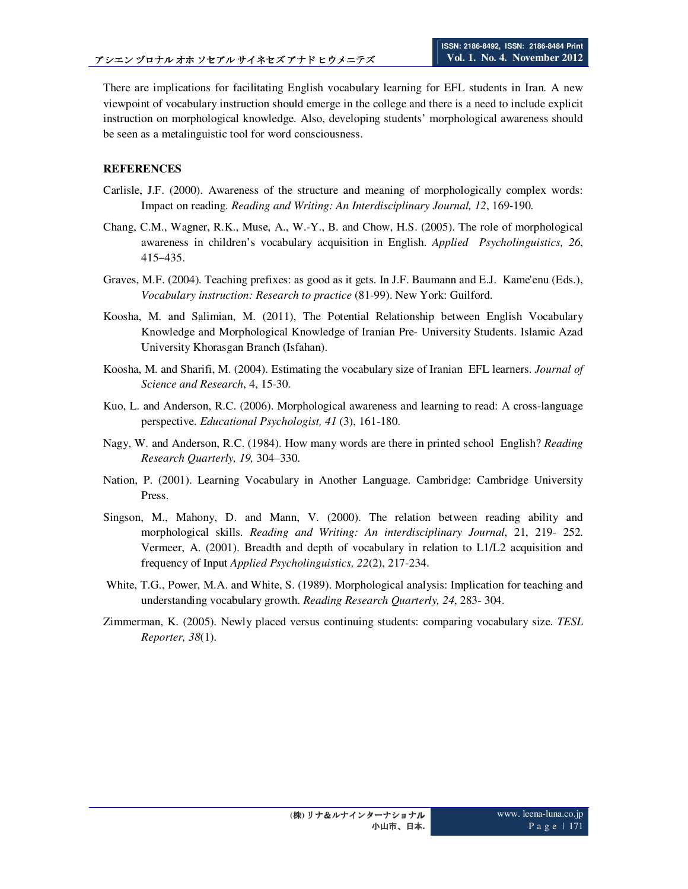There are implications for facilitating English vocabulary learning for EFL students in Iran. A new viewpoint of vocabulary instruction should emerge in the college and there is a need to include explicit instruction on morphological knowledge. Also, developing students' morphological awareness should be seen as a metalinguistic tool for word consciousness.

## REFERENCES

Carlisle, J.F. (2000). Awareness of the structure and meaning of morphologically complex words: Impact on reading. *Reading and Writing: An Interdisciplinary Journal, 12*, 169-190.

Chang, C.M., Wagner, R.K., Muse, A., W.-Y., B. and Chow, H.S. (2005). The role of morphological awareness in children's vocabulary acquisition in English. *Applied Psycholinguistics, 26*, 415–435.

Graves, M.F. (2004). Teaching prefixes: as good as it gets. In J.F. Baumann and E.J. Kame'enu (Eds.), *Vocabulary instruction: Research to practice* (81-99). New York: Guilford.

Koosha, M. and Salimian, M. (2011), The Potential Relationship between English Vocabulary Knowledge and Morphological Knowledge of Iranian Pre- University Students. Islamic Azad University Khorasgan Branch (Isfahan).

Koosha, M. and Sharifi, M. (2004). Estimating the vocabulary size of Iranian EFL learners. *Journal of Science and Research*, 4, 15-30.

Kuo, L. and Anderson, R.C. (2006). Morphological awareness and learning to read: A cross-language perspective. *Educational Psychologist, 41* (3), 161-180.

Nagy, W. and Anderson, R.C. (1984). How many words are there in printed school English? *Reading Research Quarterly, 19,* 304–330.

Nation, P. (2001). Learning Vocabulary in Another Language. Cambridge: Cambridge University Press.

Singson, M., Mahony, D. and Mann, V. (2000). The relation between reading ability and morphological skills. *Reading and Writing: An interdisciplinary Journal*, 21, 219- 252. Vermeer, A. (2001). Breadth and depth of vocabulary in relation to L1/L2 acquisition and frequency of Input *Applied Psycholinguistics, 22*(2), 217-234.

White, T.G., Power, M.A. and White, S. (1989). Morphological analysis: Implication for teaching and understanding vocabulary growth. *Reading Research Quarterly, 24*, 283- 304.

Zimmerman, K. (2005). Newly placed versus continuing students: comparing vocabulary size. *TESL Reporter, 38*(1).